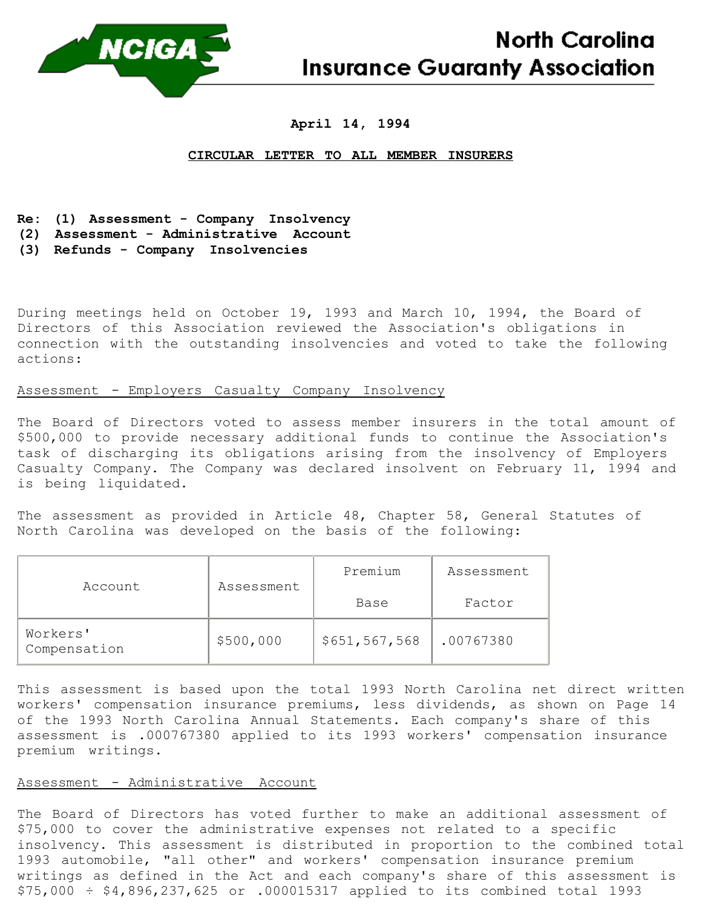# North Carolina Insurance Guaranty Association

April 14, 1994

**CIRCULAR LETTER TO ALL MEMBER INSURERS**

**Re: (1) Assessment - Company Insolvency**
**(2) Assessment - Administrative Account**
**(3) Refunds - Company Insolvencies**

During meetings held on October 19, 1993 and March 10, 1994, the Board of Directors of this Association reviewed the Association's obligations in connection with the outstanding insolvencies and voted to take the following actions:

## Assessment - Employers Casualty Company Insolvency

The Board of Directors voted to assess member insurers in the total amount of $500,000 to provide necessary additional funds to continue the Association's task of discharging its obligations arising from the insolvency of Employers Casualty Company. The Company was declared insolvent on February 11, 1994 and is being liquidated.

The assessment as provided in Article 48, Chapter 58, General Statutes of North Carolina was developed on the basis of the following:

| Account | Assessment | Premium Base | Assessment Factor |
|---|---|---|---|
| Workers' Compensation | $500,000 | $651,567,568 | .00767380 |

This assessment is based upon the total 1993 North Carolina net direct written workers' compensation insurance premiums, less dividends, as shown on Page 14 of the 1993 North Carolina Annual Statements. Each company's share of this assessment is .000767380 applied to its 1993 workers' compensation insurance premium writings.

## Assessment - Administrative Account

The Board of Directors has voted further to make an additional assessment of $75,000 to cover the administrative expenses not related to a specific insolvency. This assessment is distributed in proportion to the combined total 1993 automobile, "all other" and workers' compensation insurance premium writings as defined in the Act and each company's share of this assessment is $75,000 ÷ $4,896,237,625 or .000015317 applied to its combined total 1993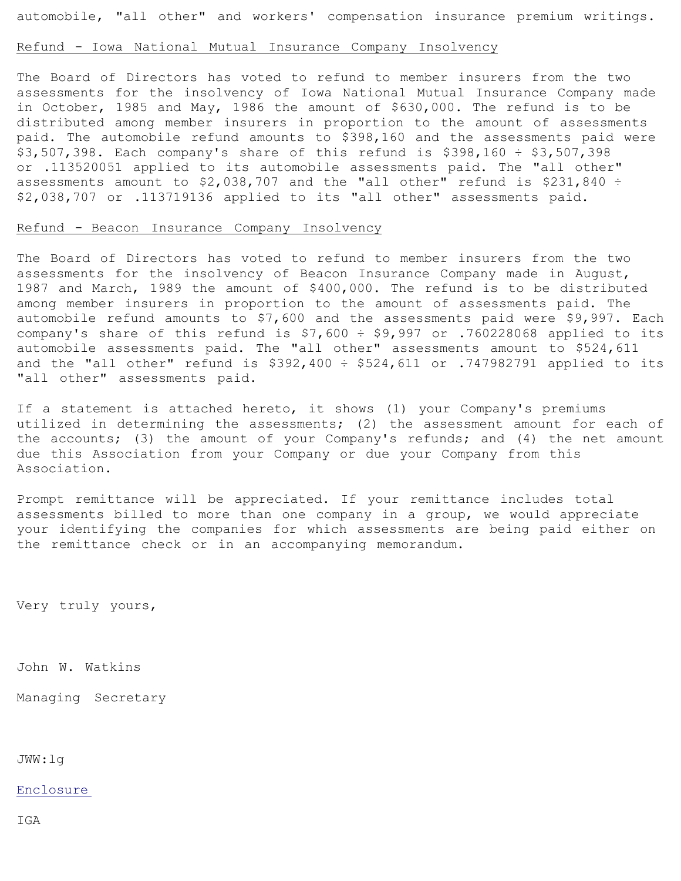automobile, "all other" and workers' compensation insurance premium writings.

## Refund - Iowa National Mutual Insurance Company Insolvency

The Board of Directors has voted to refund to member insurers from the two assessments for the insolvency of Iowa National Mutual Insurance Company made in October, 1985 and May, 1986 the amount of $630,000. The refund is to be distributed among member insurers in proportion to the amount of assessments paid. The automobile refund amounts to $398,160 and the assessments paid were $3,507,398. Each company's share of this refund is $398,160 ÷ $3,507,398 or .113520051 applied to its automobile assessments paid. The "all other" assessments amount to $2,038,707 and the "all other" refund is $231,840 ÷ $2,038,707 or .113719136 applied to its "all other" assessments paid.

## Refund - Beacon Insurance Company Insolvency

The Board of Directors has voted to refund to member insurers from the two assessments for the insolvency of Beacon Insurance Company made in August, 1987 and March, 1989 the amount of $400,000. The refund is to be distributed among member insurers in proportion to the amount of assessments paid. The automobile refund amounts to $7,600 and the assessments paid were $9,997. Each company's share of this refund is $7,600 ÷ $9,997 or .760228068 applied to its automobile assessments paid. The "all other" assessments amount to $524,611 and the "all other" refund is $392,400 ÷ $524,611 or .747982791 applied to its "all other" assessments paid.

If a statement is attached hereto, it shows (1) your Company's premiums utilized in determining the assessments; (2) the assessment amount for each of the accounts; (3) the amount of your Company's refunds; and (4) the net amount due this Association from your Company or due your Company from this Association.

Prompt remittance will be appreciated. If your remittance includes total assessments billed to more than one company in a group, we would appreciate your identifying the companies for which assessments are being paid either on the remittance check or in an accompanying memorandum.

Very truly yours,

John W. Watkins

Managing Secretary

JWW:lg

Enclosure

IGA